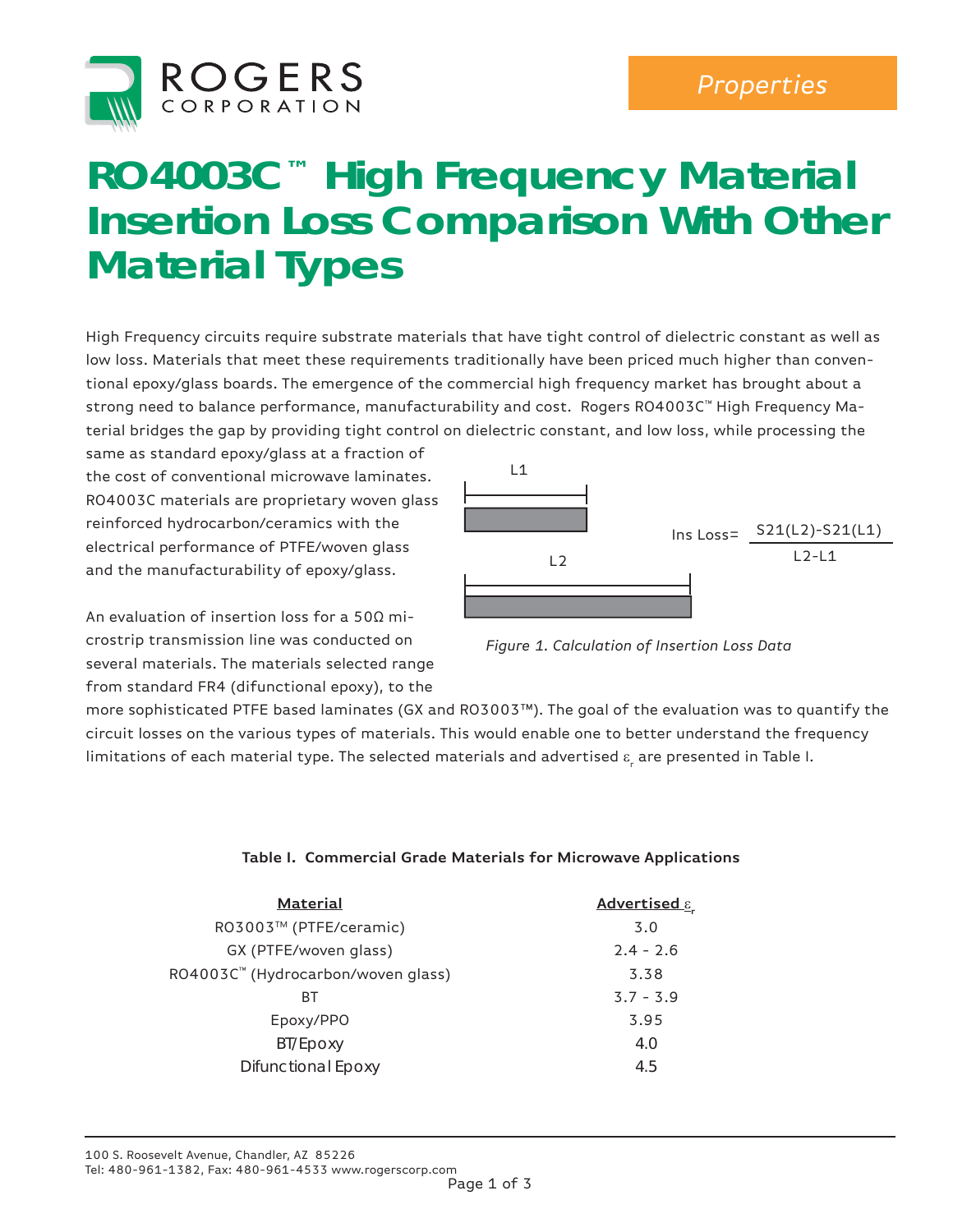Properties

# RO4003C™ High Frequency Material Insertion Loss Comparison With Other Material Types

High Frequency circuits require substrate materials that have tight control of dielectric constant as well as low loss. Materials that meet these requirements traditionally have been priced much higher than conventional epoxy/glass boards. The emergence of the commercial high frequency market has brought about a strong need to balance performance, manufacturability and cost. Rogers RO4003C™ High Frequency Material bridges the gap by providing tight control on dielectric constant, and low loss, while processing the same as standard epoxy/glass at a fraction of the cost of conventional microwave laminates. RO4003C materials are proprietary woven glass reinforced hydrocarbon/ceramics with the electrical performance of PTFE/woven glass and the manufacturability of epoxy/glass.

An evaluation of insertion loss for a 50Ω microstrip transmission line was conducted on several materials. The materials selected range from standard FR4 (difunctional epoxy), to the more sophisticated PTFE based laminates (GX and RO3003™). The goal of the evaluation was to quantify the circuit losses on the various types of materials. This would enable one to better understand the frequency limitations of each material type. The selected materials and advertised $\varepsilon_r$ are presented in Table I.

L1

L2

$$\text{Ins Loss} = \frac{S21(L2) - S21(L1)}{L2 - L1}$$

*Figure 1. Calculation of Insertion Loss Data*

**Table I. Commercial Grade Materials for Microwave Applications**

| Material | Advertised $\varepsilon_r$ |
|---|---|
| RO3003™ (PTFE/ceramic) | 3.0 |
| GX (PTFE/woven glass) | 2.4 - 2.6 |
| RO4003C™ (Hydrocarbon/woven glass) | 3.38 |
| BT | 3.7 - 3.9 |
| Epoxy/PPO | 3.95 |
| BT/Epoxy | 4.0 |
| Difunctional Epoxy | 4.5 |

100 S. Roosevelt Avenue, Chandler, AZ 85226
Tel: 480-961-1382, Fax: 480-961-4533 www.rogerscorp.com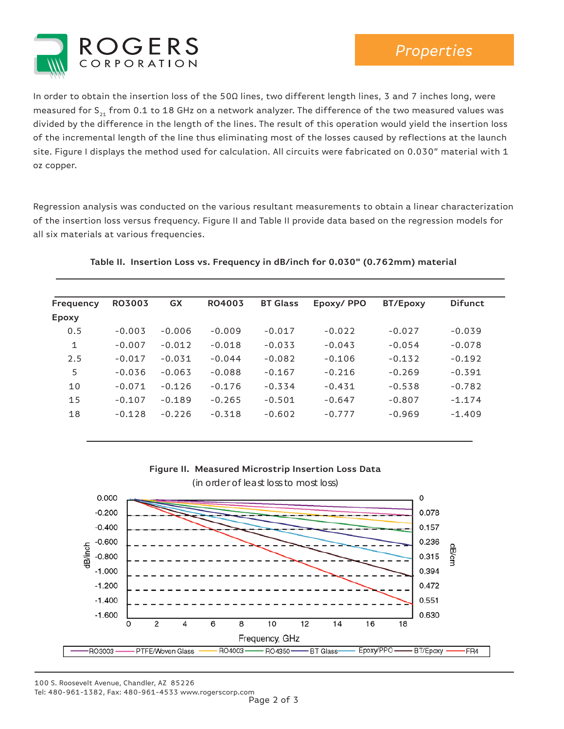In order to obtain the insertion loss of the 50Ω lines, two different length lines, 3 and 7 inches long, were measured for $S_{21}$ from 0.1 to 18 GHz on a network analyzer. The difference of the two measured values was divided by the difference in the length of the lines. The result of this operation would yield the insertion loss of the incremental length of the line thus eliminating most of the losses caused by reflections at the launch site. Figure I displays the method used for calculation. All circuits were fabricated on 0.030" material with 1 oz copper.

Regression analysis was conducted on the various resultant measurements to obtain a linear characterization of the insertion loss versus frequency. Figure II and Table II provide data based on the regression models for all six materials at various frequencies.

**Table II. Insertion Loss vs. Frequency in dB/inch for 0.030" (0.762mm) material**

| Frequency | RO3003 | GX | RO4003 | BT Glass | Epoxy/ PPO | BT/Epoxy | Difunct Epoxy |
|---|---|---|---|---|---|---|---|
| 0.5 | -0.003 | -0.006 | -0.009 | -0.017 | -0.022 | -0.027 | -0.039 |
| 1 | -0.007 | -0.012 | -0.018 | -0.033 | -0.043 | -0.054 | -0.078 |
| 2.5 | -0.017 | -0.031 | -0.044 | -0.082 | -0.106 | -0.132 | -0.192 |
| 5 | -0.036 | -0.063 | -0.088 | -0.167 | -0.216 | -0.269 | -0.391 |
| 10 | -0.071 | -0.126 | -0.176 | -0.334 | -0.431 | -0.538 | -0.782 |
| 15 | -0.107 | -0.189 | -0.265 | -0.501 | -0.647 | -0.807 | -1.174 |
| 18 | -0.128 | -0.226 | -0.318 | -0.602 | -0.777 | -0.969 | -1.409 |

**Figure II. Measured Microstrip Insertion Loss Data**

(in order of least loss to most loss)

Legend: RO3003, PTFE/Woven Glass, RO4003, RO4350, BT Glass, Epoxy/PPO, BT/Epoxy, FR4

100 S. Roosevelt Avenue, Chandler, AZ 85226
Tel: 480-961-1382, Fax: 480-961-4533 www.rogerscorp.com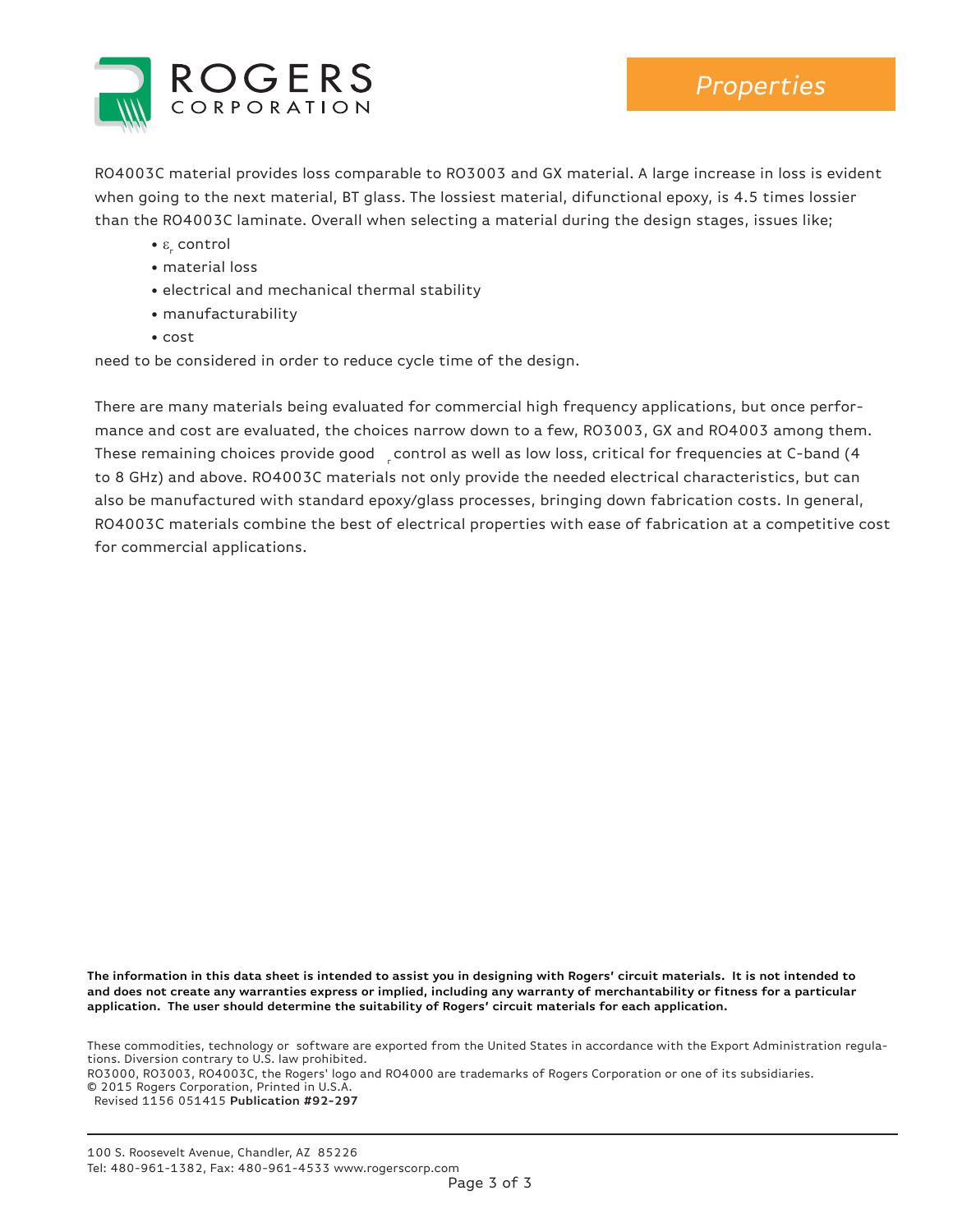RO4003C material provides loss comparable to RO3003 and GX material. A large increase in loss is evident when going to the next material, BT glass. The lossiest material, difunctional epoxy, is 4.5 times lossier than the RO4003C laminate. Overall when selecting a material during the design stages, issues like;

- $\varepsilon_r$ control
- material loss
- electrical and mechanical thermal stability
- manufacturability
- cost

need to be considered in order to reduce cycle time of the design.

There are many materials being evaluated for commercial high frequency applications, but once performance and cost are evaluated, the choices narrow down to a few, RO3003, GX and RO4003 among them. These remaining choices provide good $\varepsilon_r$ control as well as low loss, critical for frequencies at C-band (4 to 8 GHz) and above. RO4003C materials not only provide the needed electrical characteristics, but can also be manufactured with standard epoxy/glass processes, bringing down fabrication costs. In general, RO4003C materials combine the best of electrical properties with ease of fabrication at a competitive cost for commercial applications.

**The information in this data sheet is intended to assist you in designing with Rogers' circuit materials. It is not intended to and does not create any warranties express or implied, including any warranty of merchantability or fitness for a particular application. The user should determine the suitability of Rogers' circuit materials for each application.**

These commodities, technology or software are exported from the United States in accordance with the Export Administration regulations. Diversion contrary to U.S. law prohibited.
RO3000, RO3003, RO4003C, the Rogers' logo and RO4000 are trademarks of Rogers Corporation or one of its subsidiaries.
© 2015 Rogers Corporation, Printed in U.S.A.
Revised 1156 051415 **Publication #92-297**

100 S. Roosevelt Avenue, Chandler, AZ 85226
Tel: 480-961-1382, Fax: 480-961-4533 www.rogerscorp.com